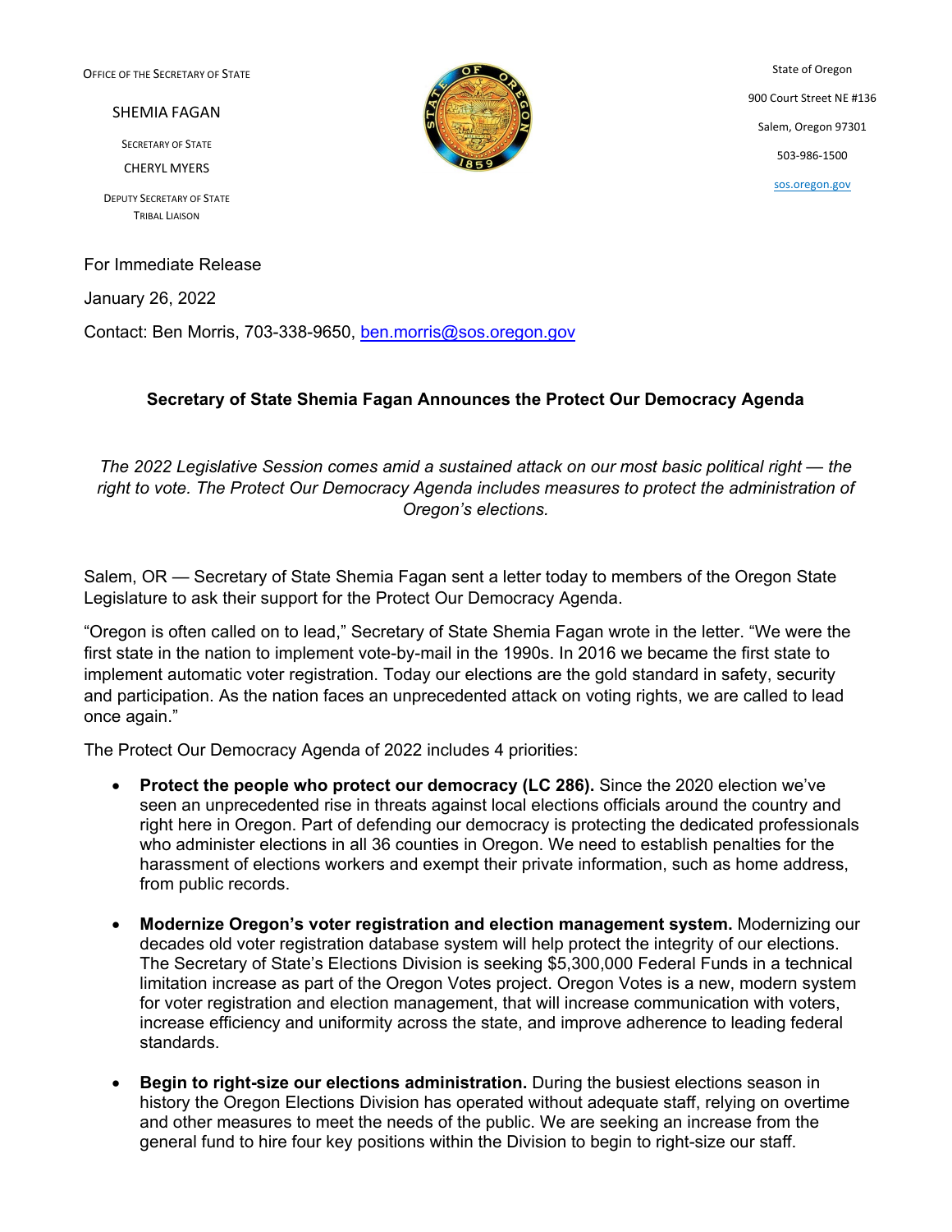Office of the Secretary of State

SHEMIA FAGAN

Secretary of State

CHERYL MYERS

Deputy Secretary of State
Tribal Liaison

State of Oregon
900 Court Street NE #136
Salem, Oregon 97301
503-986-1500
sos.oregon.gov

For Immediate Release

January 26, 2022

Contact: Ben Morris, 703-338-9650, ben.morris@sos.oregon.gov

## Secretary of State Shemia Fagan Announces the Protect Our Democracy Agenda

*The 2022 Legislative Session comes amid a sustained attack on our most basic political right — the right to vote. The Protect Our Democracy Agenda includes measures to protect the administration of Oregon's elections.*

Salem, OR — Secretary of State Shemia Fagan sent a letter today to members of the Oregon State Legislature to ask their support for the Protect Our Democracy Agenda.

"Oregon is often called on to lead," Secretary of State Shemia Fagan wrote in the letter. "We were the first state in the nation to implement vote-by-mail in the 1990s. In 2016 we became the first state to implement automatic voter registration. Today our elections are the gold standard in safety, security and participation. As the nation faces an unprecedented attack on voting rights, we are called to lead once again."

The Protect Our Democracy Agenda of 2022 includes 4 priorities:

- **Protect the people who protect our democracy (LC 286).** Since the 2020 election we've seen an unprecedented rise in threats against local elections officials around the country and right here in Oregon. Part of defending our democracy is protecting the dedicated professionals who administer elections in all 36 counties in Oregon. We need to establish penalties for the harassment of elections workers and exempt their private information, such as home address, from public records.
- **Modernize Oregon's voter registration and election management system.** Modernizing our decades old voter registration database system will help protect the integrity of our elections. The Secretary of State's Elections Division is seeking $5,300,000 Federal Funds in a technical limitation increase as part of the Oregon Votes project. Oregon Votes is a new, modern system for voter registration and election management, that will increase communication with voters, increase efficiency and uniformity across the state, and improve adherence to leading federal standards.
- **Begin to right-size our elections administration.** During the busiest elections season in history the Oregon Elections Division has operated without adequate staff, relying on overtime and other measures to meet the needs of the public. We are seeking an increase from the general fund to hire four key positions within the Division to begin to right-size our staff.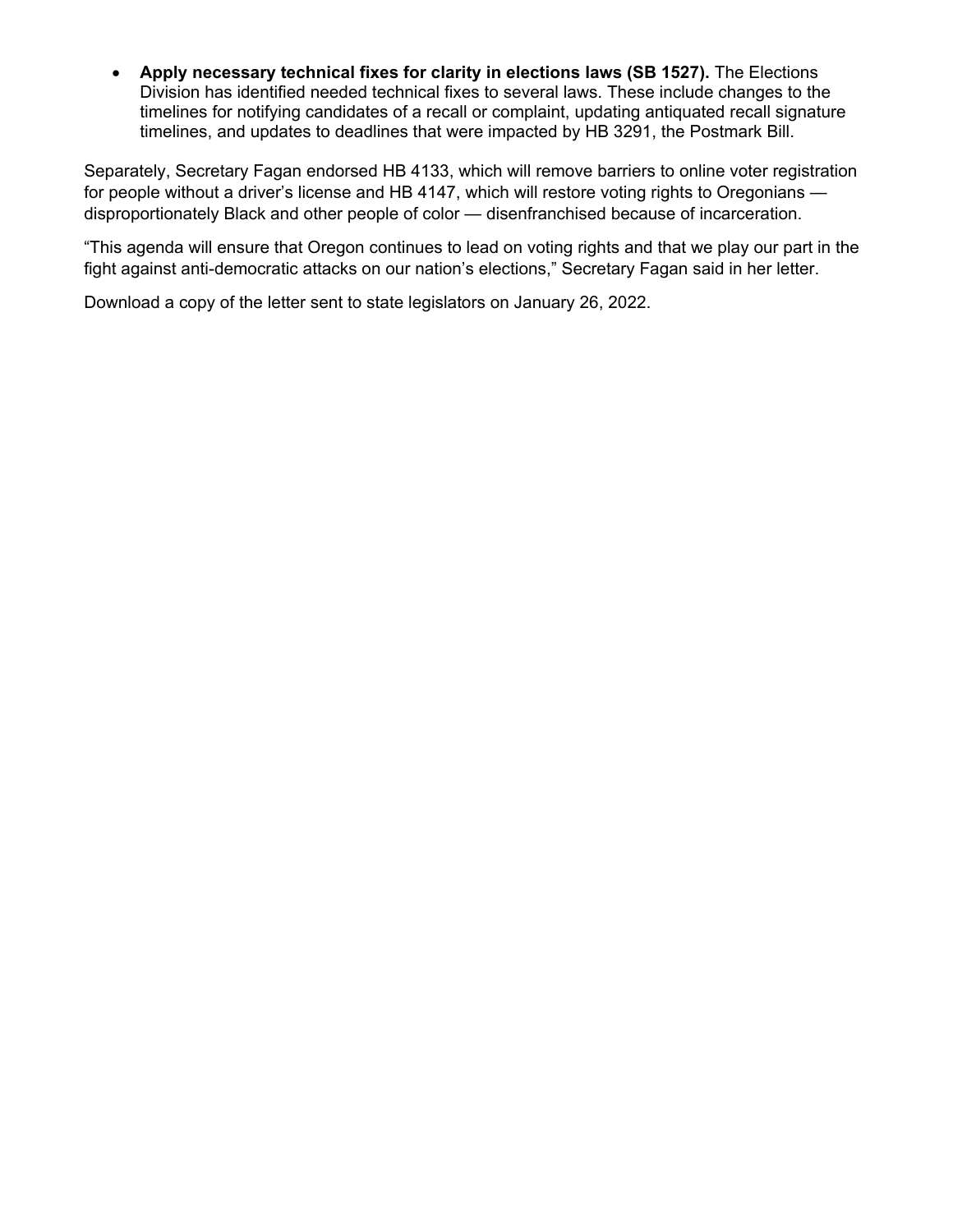- **Apply necessary technical fixes for clarity in elections laws (SB 1527).** The Elections Division has identified needed technical fixes to several laws. These include changes to the timelines for notifying candidates of a recall or complaint, updating antiquated recall signature timelines, and updates to deadlines that were impacted by HB 3291, the Postmark Bill.

Separately, Secretary Fagan endorsed HB 4133, which will remove barriers to online voter registration for people without a driver's license and HB 4147, which will restore voting rights to Oregonians — disproportionately Black and other people of color — disenfranchised because of incarceration.

"This agenda will ensure that Oregon continues to lead on voting rights and that we play our part in the fight against anti-democratic attacks on our nation's elections," Secretary Fagan said in her letter.

Download a copy of the letter sent to state legislators on January 26, 2022.